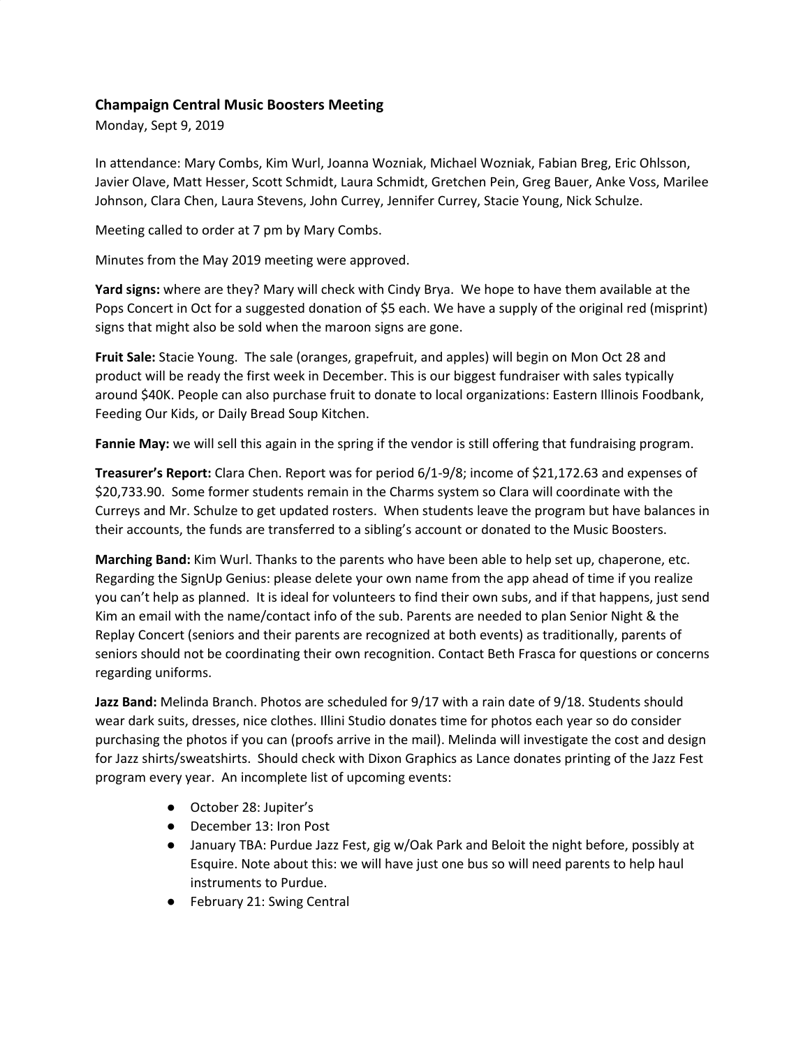## Champaign Central Music Boosters Meeting

Monday, Sept 9, 2019

In attendance: Mary Combs, Kim Wurl, Joanna Wozniak, Michael Wozniak, Fabian Breg, Eric Ohlsson, Javier Olave, Matt Hesser, Scott Schmidt, Laura Schmidt, Gretchen Pein, Greg Bauer, Anke Voss, Marilee Johnson, Clara Chen, Laura Stevens, John Currey, Jennifer Currey, Stacie Young, Nick Schulze.

Meeting called to order at 7 pm by Mary Combs.

Minutes from the May 2019 meeting were approved.

**Yard signs:** where are they? Mary will check with Cindy Brya. We hope to have them available at the Pops Concert in Oct for a suggested donation of $5 each. We have a supply of the original red (misprint) signs that might also be sold when the maroon signs are gone.

**Fruit Sale:** Stacie Young. The sale (oranges, grapefruit, and apples) will begin on Mon Oct 28 and product will be ready the first week in December. This is our biggest fundraiser with sales typically around $40K. People can also purchase fruit to donate to local organizations: Eastern Illinois Foodbank, Feeding Our Kids, or Daily Bread Soup Kitchen.

**Fannie May:** we will sell this again in the spring if the vendor is still offering that fundraising program.

**Treasurer's Report:** Clara Chen. Report was for period 6/1-9/8; income of $21,172.63 and expenses of $20,733.90. Some former students remain in the Charms system so Clara will coordinate with the Curreys and Mr. Schulze to get updated rosters. When students leave the program but have balances in their accounts, the funds are transferred to a sibling's account or donated to the Music Boosters.

**Marching Band:** Kim Wurl. Thanks to the parents who have been able to help set up, chaperone, etc. Regarding the SignUp Genius: please delete your own name from the app ahead of time if you realize you can't help as planned. It is ideal for volunteers to find their own subs, and if that happens, just send Kim an email with the name/contact info of the sub. Parents are needed to plan Senior Night & the Replay Concert (seniors and their parents are recognized at both events) as traditionally, parents of seniors should not be coordinating their own recognition. Contact Beth Frasca for questions or concerns regarding uniforms.

**Jazz Band:** Melinda Branch. Photos are scheduled for 9/17 with a rain date of 9/18. Students should wear dark suits, dresses, nice clothes. Illini Studio donates time for photos each year so do consider purchasing the photos if you can (proofs arrive in the mail). Melinda will investigate the cost and design for Jazz shirts/sweatshirts. Should check with Dixon Graphics as Lance donates printing of the Jazz Fest program every year. An incomplete list of upcoming events:

- October 28: Jupiter's
- December 13: Iron Post
- January TBA: Purdue Jazz Fest, gig w/Oak Park and Beloit the night before, possibly at Esquire. Note about this: we will have just one bus so will need parents to help haul instruments to Purdue.
- February 21: Swing Central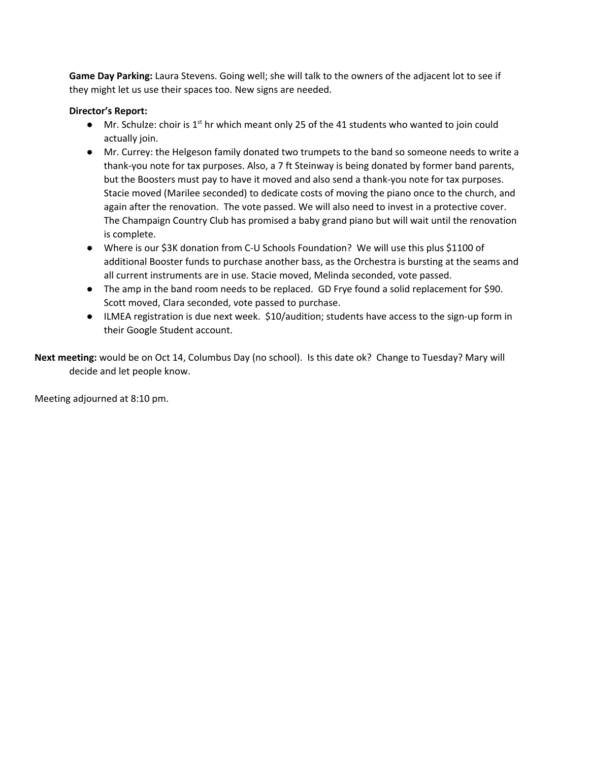**Game Day Parking:** Laura Stevens. Going well; she will talk to the owners of the adjacent lot to see if they might let us use their spaces too. New signs are needed.

**Director's Report:**

- Mr. Schulze: choir is 1st hr which meant only 25 of the 41 students who wanted to join could actually join.
- Mr. Currey: the Helgeson family donated two trumpets to the band so someone needs to write a thank-you note for tax purposes. Also, a 7 ft Steinway is being donated by former band parents, but the Boosters must pay to have it moved and also send a thank-you note for tax purposes. Stacie moved (Marilee seconded) to dedicate costs of moving the piano once to the church, and again after the renovation. The vote passed. We will also need to invest in a protective cover. The Champaign Country Club has promised a baby grand piano but will wait until the renovation is complete.
- Where is our $3K donation from C-U Schools Foundation? We will use this plus $1100 of additional Booster funds to purchase another bass, as the Orchestra is bursting at the seams and all current instruments are in use. Stacie moved, Melinda seconded, vote passed.
- The amp in the band room needs to be replaced. GD Frye found a solid replacement for $90. Scott moved, Clara seconded, vote passed to purchase.
- ILMEA registration is due next week. $10/audition; students have access to the sign-up form in their Google Student account.

**Next meeting:** would be on Oct 14, Columbus Day (no school). Is this date ok? Change to Tuesday? Mary will decide and let people know.

Meeting adjourned at 8:10 pm.